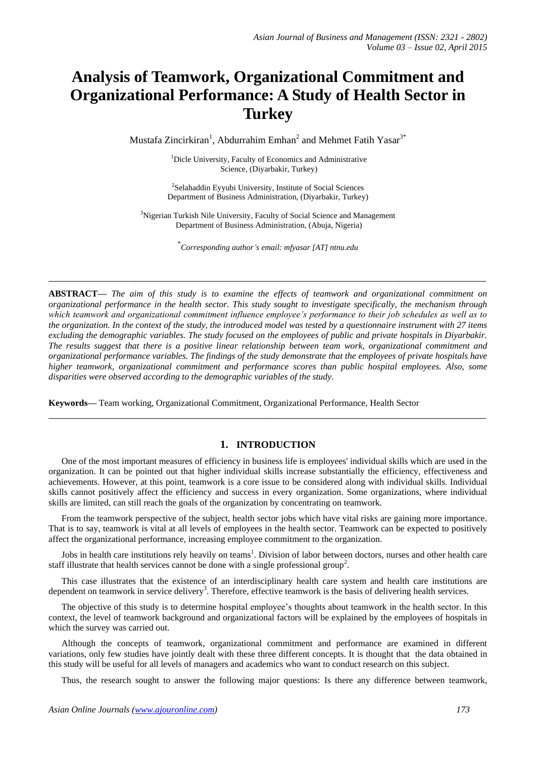# Analysis of Teamwork, Organizational Commitment and Organizational Performance: A Study of Health Sector in Turkey

Mustafa Zincirkiran[1], Abdurrahim Emhan[2] and Mehmet Fatih Yasar[3*]

[1]Dicle University, Faculty of Economics and Administrative Science, (Diyarbakir, Turkey)

[2]Selahaddin Eyyubi University, Institute of Social Sciences Department of Business Administration, (Diyarbakir, Turkey)

[3]Nigerian Turkish Nile University, Faculty of Social Science and Management Department of Business Administration, (Abuja, Nigeria)

[*]*Corresponding author's email: mfyasar [AT] ntnu.edu*

---

**ABSTRACT—** *The aim of this study is to examine the effects of teamwork and organizational commitment on organizational performance in the health sector. This study sought to investigate specifically, the mechanism through which teamwork and organizational commitment influence employee's performance to their job schedules as well as to the organization. In the context of the study, the introduced model was tested by a questionnaire instrument with 27 items excluding the demographic variables. The study focused on the employees of public and private hospitals in Diyarbakir. The results suggest that there is a positive linear relationship between team work, organizational commitment and organizational performance variables. The findings of the study demonstrate that the employees of private hospitals have higher teamwork, organizational commitment and performance scores than public hospital employees. Also, some disparities were observed according to the demographic variables of the study.*

**Keywords—** Team working, Organizational Commitment, Organizational Performance, Health Sector

---

## 1. INTRODUCTION

One of the most important measures of efficiency in business life is employees' individual skills which are used in the organization. It can be pointed out that higher individual skills increase substantially the efficiency, effectiveness and achievements. However, at this point, teamwork is a core issue to be considered along with individual skills. Individual skills cannot positively affect the efficiency and success in every organization. Some organizations, where individual skills are limited, can still reach the goals of the organization by concentrating on teamwork.

From the teamwork perspective of the subject, health sector jobs which have vital risks are gaining more importance. That is to say, teamwork is vital at all levels of employees in the health sector. Teamwork can be expected to positively affect the organizational performance, increasing employee commitment to the organization.

Jobs in health care institutions rely heavily on teams[1]. Division of labor between doctors, nurses and other health care staff illustrate that health services cannot be done with a single professional group[2].

This case illustrates that the existence of an interdisciplinary health care system and health care institutions are dependent on teamwork in service delivery[3]. Therefore, effective teamwork is the basis of delivering health services.

The objective of this study is to determine hospital employee's thoughts about teamwork in the health sector. In this context, the level of teamwork background and organizational factors will be explained by the employees of hospitals in which the survey was carried out.

Although the concepts of teamwork, organizational commitment and performance are examined in different variations, only few studies have jointly dealt with these three different concepts. It is thought that the data obtained in this study will be useful for all levels of managers and academics who want to conduct research on this subject.

Thus, the research sought to answer the following major questions: Is there any difference between teamwork,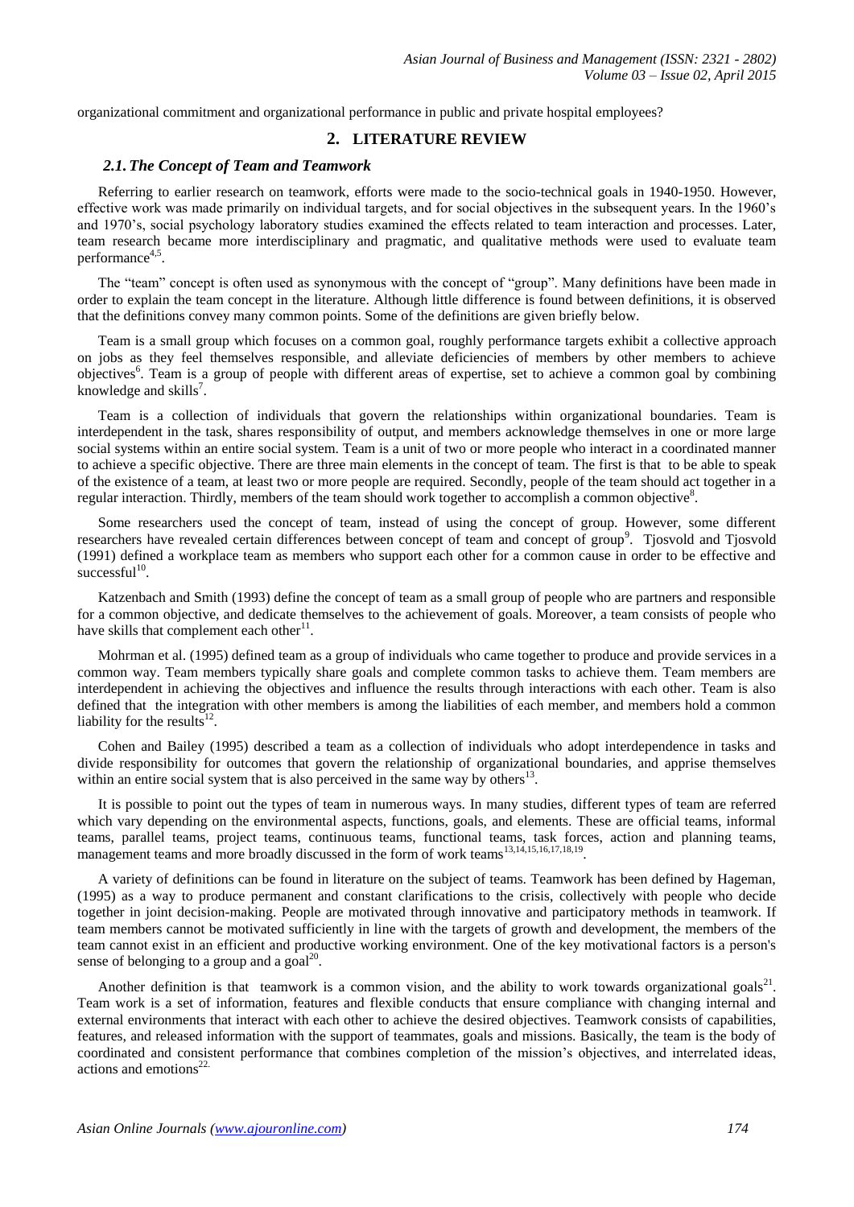organizational commitment and organizational performance in public and private hospital employees?

## 2. LITERATURE REVIEW

### *2.1. The Concept of Team and Teamwork*

Referring to earlier research on teamwork, efforts were made to the socio-technical goals in 1940-1950. However, effective work was made primarily on individual targets, and for social objectives in the subsequent years. In the 1960's and 1970's, social psychology laboratory studies examined the effects related to team interaction and processes. Later, team research became more interdisciplinary and pragmatic, and qualitative methods were used to evaluate team performance[4,5].

The "team" concept is often used as synonymous with the concept of "group". Many definitions have been made in order to explain the team concept in the literature. Although little difference is found between definitions, it is observed that the definitions convey many common points. Some of the definitions are given briefly below.

Team is a small group which focuses on a common goal, roughly performance targets exhibit a collective approach on jobs as they feel themselves responsible, and alleviate deficiencies of members by other members to achieve objectives[6]. Team is a group of people with different areas of expertise, set to achieve a common goal by combining knowledge and skills[7].

Team is a collection of individuals that govern the relationships within organizational boundaries. Team is interdependent in the task, shares responsibility of output, and members acknowledge themselves in one or more large social systems within an entire social system. Team is a unit of two or more people who interact in a coordinated manner to achieve a specific objective. There are three main elements in the concept of team. The first is that to be able to speak of the existence of a team, at least two or more people are required. Secondly, people of the team should act together in a regular interaction. Thirdly, members of the team should work together to accomplish a common objective[8].

Some researchers used the concept of team, instead of using the concept of group. However, some different researchers have revealed certain differences between concept of team and concept of group[9]. Tjosvold and Tjosvold (1991) defined a workplace team as members who support each other for a common cause in order to be effective and successful[10].

Katzenbach and Smith (1993) define the concept of team as a small group of people who are partners and responsible for a common objective, and dedicate themselves to the achievement of goals. Moreover, a team consists of people who have skills that complement each other[11].

Mohrman et al. (1995) defined team as a group of individuals who came together to produce and provide services in a common way. Team members typically share goals and complete common tasks to achieve them. Team members are interdependent in achieving the objectives and influence the results through interactions with each other. Team is also defined that the integration with other members is among the liabilities of each member, and members hold a common liability for the results[12].

Cohen and Bailey (1995) described a team as a collection of individuals who adopt interdependence in tasks and divide responsibility for outcomes that govern the relationship of organizational boundaries, and apprise themselves within an entire social system that is also perceived in the same way by others[13].

It is possible to point out the types of team in numerous ways. In many studies, different types of team are referred which vary depending on the environmental aspects, functions, goals, and elements. These are official teams, informal teams, parallel teams, project teams, continuous teams, functional teams, task forces, action and planning teams, management teams and more broadly discussed in the form of work teams[13,14,15,16,17,18,19].

A variety of definitions can be found in literature on the subject of teams. Teamwork has been defined by Hageman, (1995) as a way to produce permanent and constant clarifications to the crisis, collectively with people who decide together in joint decision-making. People are motivated through innovative and participatory methods in teamwork. If team members cannot be motivated sufficiently in line with the targets of growth and development, the members of the team cannot exist in an efficient and productive working environment. One of the key motivational factors is a person's sense of belonging to a group and a goal[20].

Another definition is that teamwork is a common vision, and the ability to work towards organizational goals[21]. Team work is a set of information, features and flexible conducts that ensure compliance with changing internal and external environments that interact with each other to achieve the desired objectives. Teamwork consists of capabilities, features, and released information with the support of teammates, goals and missions. Basically, the team is the body of coordinated and consistent performance that combines completion of the mission's objectives, and interrelated ideas, actions and emotions[22].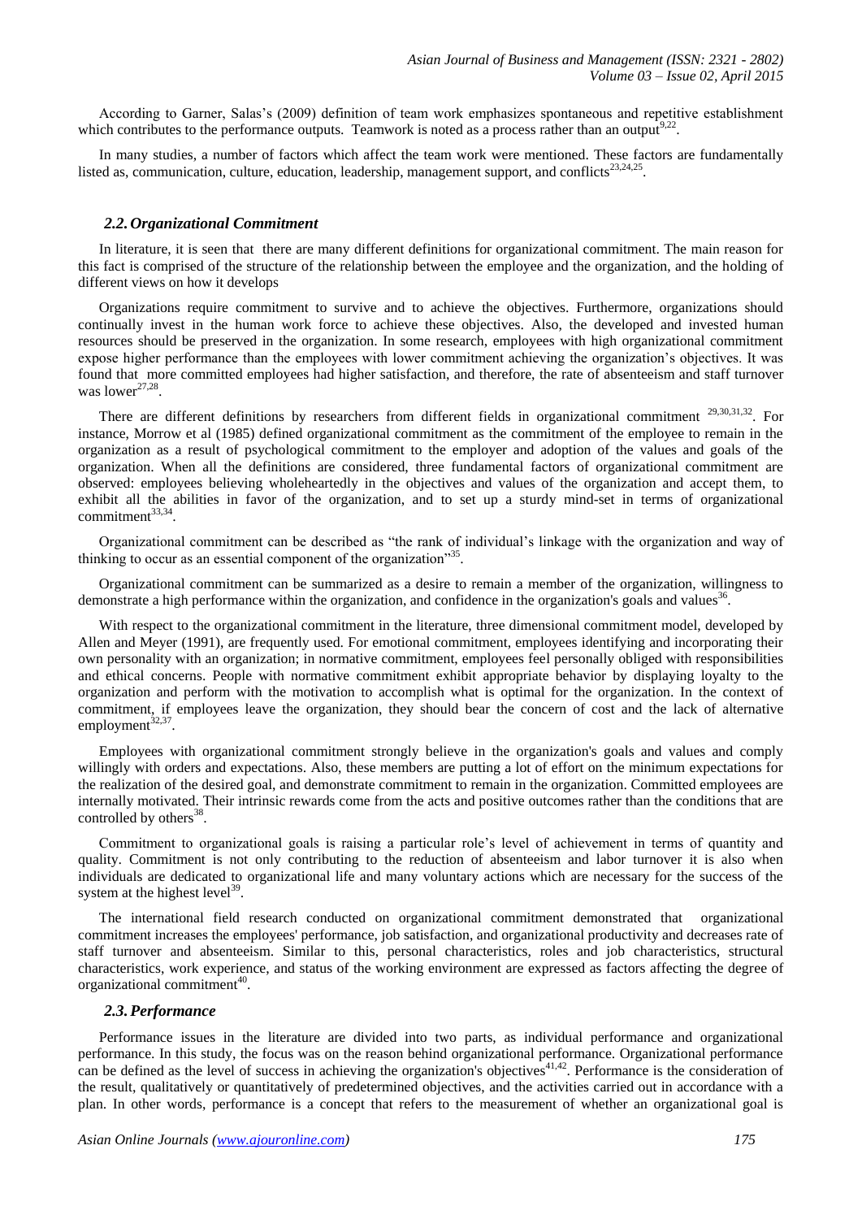According to Garner, Salas's (2009) definition of team work emphasizes spontaneous and repetitive establishment which contributes to the performance outputs. Teamwork is noted as a process rather than an output[9,22].

In many studies, a number of factors which affect the team work were mentioned. These factors are fundamentally listed as, communication, culture, education, leadership, management support, and conflicts[23,24,25].

### *2.2. Organizational Commitment*

In literature, it is seen that there are many different definitions for organizational commitment. The main reason for this fact is comprised of the structure of the relationship between the employee and the organization, and the holding of different views on how it develops

Organizations require commitment to survive and to achieve the objectives. Furthermore, organizations should continually invest in the human work force to achieve these objectives. Also, the developed and invested human resources should be preserved in the organization. In some research, employees with high organizational commitment expose higher performance than the employees with lower commitment achieving the organization's objectives. It was found that more committed employees had higher satisfaction, and therefore, the rate of absenteeism and staff turnover was lower[27,28].

There are different definitions by researchers from different fields in organizational commitment [29,30,31,32]. For instance, Morrow et al (1985) defined organizational commitment as the commitment of the employee to remain in the organization as a result of psychological commitment to the employer and adoption of the values and goals of the organization. When all the definitions are considered, three fundamental factors of organizational commitment are observed: employees believing wholeheartedly in the objectives and values of the organization and accept them, to exhibit all the abilities in favor of the organization, and to set up a sturdy mind-set in terms of organizational commitment[33,34].

Organizational commitment can be described as "the rank of individual's linkage with the organization and way of thinking to occur as an essential component of the organization"[35].

Organizational commitment can be summarized as a desire to remain a member of the organization, willingness to demonstrate a high performance within the organization, and confidence in the organization's goals and values[36].

With respect to the organizational commitment in the literature, three dimensional commitment model, developed by Allen and Meyer (1991), are frequently used. For emotional commitment, employees identifying and incorporating their own personality with an organization; in normative commitment, employees feel personally obliged with responsibilities and ethical concerns. People with normative commitment exhibit appropriate behavior by displaying loyalty to the organization and perform with the motivation to accomplish what is optimal for the organization. In the context of commitment, if employees leave the organization, they should bear the concern of cost and the lack of alternative employment[32,37].

Employees with organizational commitment strongly believe in the organization's goals and values and comply willingly with orders and expectations. Also, these members are putting a lot of effort on the minimum expectations for the realization of the desired goal, and demonstrate commitment to remain in the organization. Committed employees are internally motivated. Their intrinsic rewards come from the acts and positive outcomes rather than the conditions that are controlled by others[38].

Commitment to organizational goals is raising a particular role's level of achievement in terms of quantity and quality. Commitment is not only contributing to the reduction of absenteeism and labor turnover it is also when individuals are dedicated to organizational life and many voluntary actions which are necessary for the success of the system at the highest level[39].

The international field research conducted on organizational commitment demonstrated that organizational commitment increases the employees' performance, job satisfaction, and organizational productivity and decreases rate of staff turnover and absenteeism. Similar to this, personal characteristics, roles and job characteristics, structural characteristics, work experience, and status of the working environment are expressed as factors affecting the degree of organizational commitment[40].

### *2.3. Performance*

Performance issues in the literature are divided into two parts, as individual performance and organizational performance. In this study, the focus was on the reason behind organizational performance. Organizational performance can be defined as the level of success in achieving the organization's objectives[41,42]. Performance is the consideration of the result, qualitatively or quantitatively of predetermined objectives, and the activities carried out in accordance with a plan. In other words, performance is a concept that refers to the measurement of whether an organizational goal is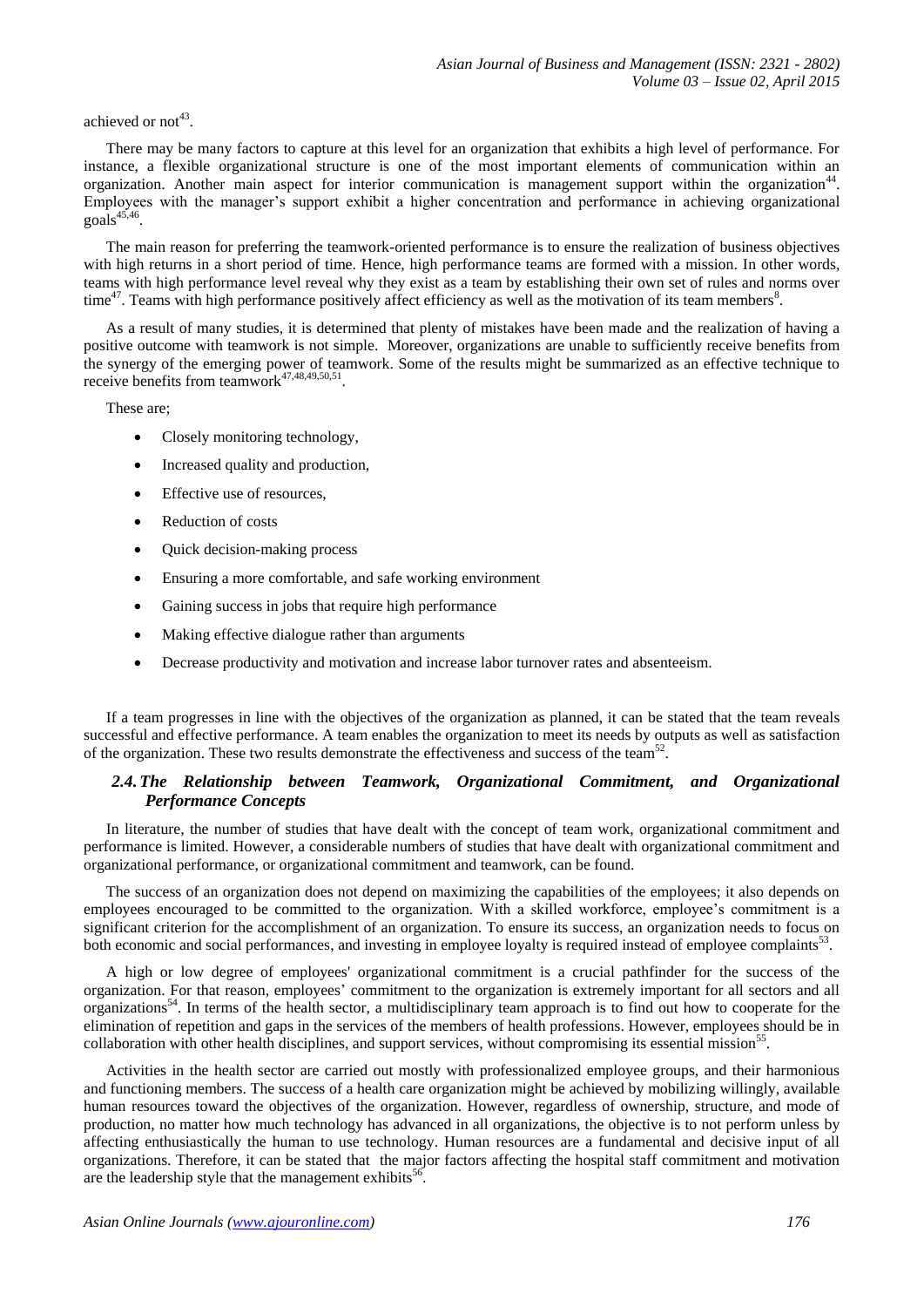achieved or not[43].

There may be many factors to capture at this level for an organization that exhibits a high level of performance. For instance, a flexible organizational structure is one of the most important elements of communication within an organization. Another main aspect for interior communication is management support within the organization[44]. Employees with the manager's support exhibit a higher concentration and performance in achieving organizational goals[45,46].

The main reason for preferring the teamwork-oriented performance is to ensure the realization of business objectives with high returns in a short period of time. Hence, high performance teams are formed with a mission. In other words, teams with high performance level reveal why they exist as a team by establishing their own set of rules and norms over time[47]. Teams with high performance positively affect efficiency as well as the motivation of its team members[8].

As a result of many studies, it is determined that plenty of mistakes have been made and the realization of having a positive outcome with teamwork is not simple. Moreover, organizations are unable to sufficiently receive benefits from the synergy of the emerging power of teamwork. Some of the results might be summarized as an effective technique to receive benefits from teamwork[47,48,49,50,51].

These are;

- Closely monitoring technology,
- Increased quality and production,
- Effective use of resources,
- Reduction of costs
- Quick decision-making process
- Ensuring a more comfortable, and safe working environment
- Gaining success in jobs that require high performance
- Making effective dialogue rather than arguments
- Decrease productivity and motivation and increase labor turnover rates and absenteeism.

If a team progresses in line with the objectives of the organization as planned, it can be stated that the team reveals successful and effective performance. A team enables the organization to meet its needs by outputs as well as satisfaction of the organization. These two results demonstrate the effectiveness and success of the team[52].

### *2.4. The Relationship between Teamwork, Organizational Commitment, and Organizational Performance Concepts*

In literature, the number of studies that have dealt with the concept of team work, organizational commitment and performance is limited. However, a considerable numbers of studies that have dealt with organizational commitment and organizational performance, or organizational commitment and teamwork, can be found.

The success of an organization does not depend on maximizing the capabilities of the employees; it also depends on employees encouraged to be committed to the organization. With a skilled workforce, employee's commitment is a significant criterion for the accomplishment of an organization. To ensure its success, an organization needs to focus on both economic and social performances, and investing in employee loyalty is required instead of employee complaints[53].

A high or low degree of employees' organizational commitment is a crucial pathfinder for the success of the organization. For that reason, employees' commitment to the organization is extremely important for all sectors and all organizations[54]. In terms of the health sector, a multidisciplinary team approach is to find out how to cooperate for the elimination of repetition and gaps in the services of the members of health professions. However, employees should be in collaboration with other health disciplines, and support services, without compromising its essential mission[55].

Activities in the health sector are carried out mostly with professionalized employee groups, and their harmonious and functioning members. The success of a health care organization might be achieved by mobilizing willingly, available human resources toward the objectives of the organization. However, regardless of ownership, structure, and mode of production, no matter how much technology has advanced in all organizations, the objective is to not perform unless by affecting enthusiastically the human to use technology. Human resources are a fundamental and decisive input of all organizations. Therefore, it can be stated that the major factors affecting the hospital staff commitment and motivation are the leadership style that the management exhibits[56].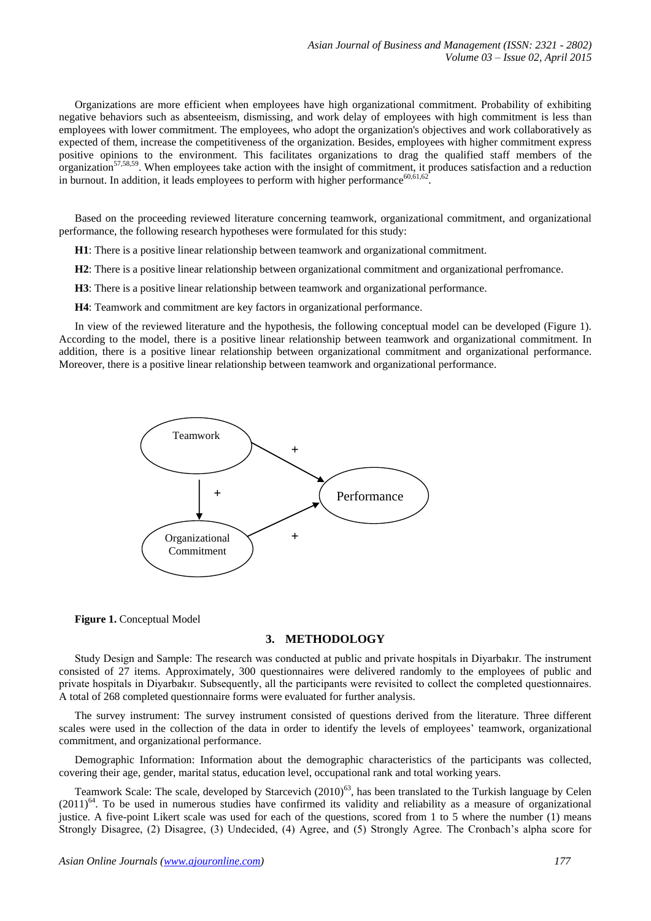Organizations are more efficient when employees have high organizational commitment. Probability of exhibiting negative behaviors such as absenteeism, dismissing, and work delay of employees with high commitment is less than employees with lower commitment. The employees, who adopt the organization's objectives and work collaboratively as expected of them, increase the competitiveness of the organization. Besides, employees with higher commitment express positive opinions to the environment. This facilitates organizations to drag the qualified staff members of the organization[57,58,59]. When employees take action with the insight of commitment, it produces satisfaction and a reduction in burnout. In addition, it leads employees to perform with higher performance[60,61,62].

Based on the proceeding reviewed literature concerning teamwork, organizational commitment, and organizational performance, the following research hypotheses were formulated for this study:

**H1**: There is a positive linear relationship between teamwork and organizational commitment.

**H2**: There is a positive linear relationship between organizational commitment and organizational perfromance.

**H3**: There is a positive linear relationship between teamwork and organizational performance.

**H4**: Teamwork and commitment are key factors in organizational performance.

In view of the reviewed literature and the hypothesis, the following conceptual model can be developed (Figure 1). According to the model, there is a positive linear relationship between teamwork and organizational commitment. In addition, there is a positive linear relationship between organizational commitment and organizational performance. Moreover, there is a positive linear relationship between teamwork and organizational performance.

Teamwork → (+) Performance
Teamwork → (+) Organizational Commitment
Organizational Commitment → (+) Performance

**Figure 1.** Conceptual Model

## 3. METHODOLOGY

Study Design and Sample: The research was conducted at public and private hospitals in Diyarbakır. The instrument consisted of 27 items. Approximately, 300 questionnaires were delivered randomly to the employees of public and private hospitals in Diyarbakır. Subsequently, all the participants were revisited to collect the completed questionnaires. A total of 268 completed questionnaire forms were evaluated for further analysis.

The survey instrument: The survey instrument consisted of questions derived from the literature. Three different scales were used in the collection of the data in order to identify the levels of employees' teamwork, organizational commitment, and organizational performance.

Demographic Information: Information about the demographic characteristics of the participants was collected, covering their age, gender, marital status, education level, occupational rank and total working years.

Teamwork Scale: The scale, developed by Starcevich (2010)[63], has been translated to the Turkish language by Celen (2011)[64]. To be used in numerous studies have confirmed its validity and reliability as a measure of organizational justice. A five-point Likert scale was used for each of the questions, scored from 1 to 5 where the number (1) means Strongly Disagree, (2) Disagree, (3) Undecided, (4) Agree, and (5) Strongly Agree. The Cronbach's alpha score for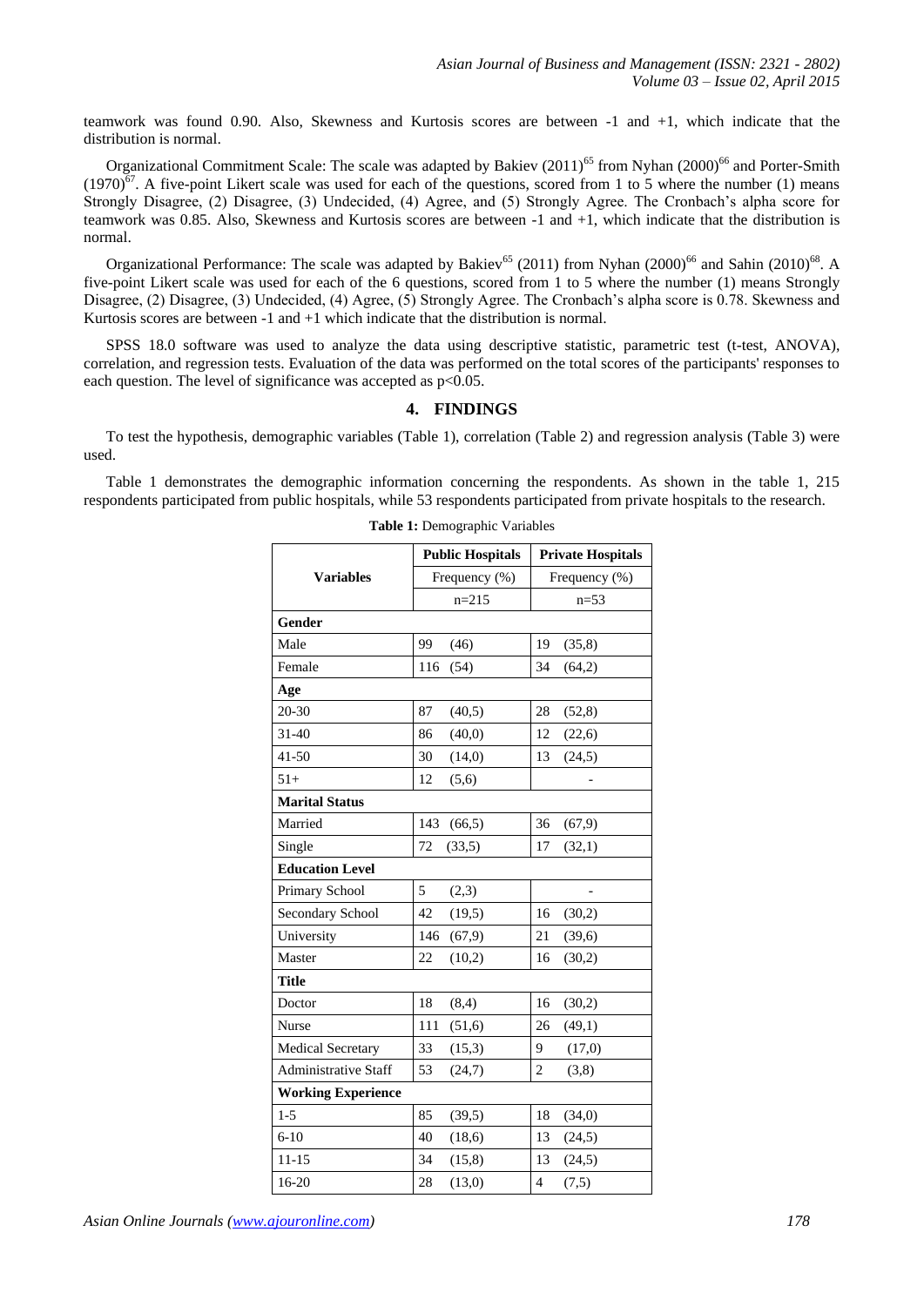teamwork was found 0.90. Also, Skewness and Kurtosis scores are between -1 and +1, which indicate that the distribution is normal.

Organizational Commitment Scale: The scale was adapted by Bakiev (2011)[65] from Nyhan (2000)[66] and Porter-Smith (1970)[67]. A five-point Likert scale was used for each of the questions, scored from 1 to 5 where the number (1) means Strongly Disagree, (2) Disagree, (3) Undecided, (4) Agree, and (5) Strongly Agree. The Cronbach's alpha score for teamwork was 0.85. Also, Skewness and Kurtosis scores are between -1 and +1, which indicate that the distribution is normal.

Organizational Performance: The scale was adapted by Bakiev[65] (2011) from Nyhan (2000)[66] and Sahin (2010)[68]. A five-point Likert scale was used for each of the 6 questions, scored from 1 to 5 where the number (1) means Strongly Disagree, (2) Disagree, (3) Undecided, (4) Agree, (5) Strongly Agree. The Cronbach's alpha score is 0.78. Skewness and Kurtosis scores are between -1 and +1 which indicate that the distribution is normal.

SPSS 18.0 software was used to analyze the data using descriptive statistic, parametric test (t-test, ANOVA), correlation, and regression tests. Evaluation of the data was performed on the total scores of the participants' responses to each question. The level of significance was accepted as $p<0.05$.

## 4. FINDINGS

To test the hypothesis, demographic variables (Table 1), correlation (Table 2) and regression analysis (Table 3) were used.

Table 1 demonstrates the demographic information concerning the respondents. As shown in the table 1, 215 respondents participated from public hospitals, while 53 respondents participated from private hospitals to the research.

**Table 1:** Demographic Variables

| Variables | Public Hospitals | Private Hospitals |
|---|---|---|
| | Frequency (%) | Frequency (%) |
| | n=215 | n=53 |
| **Gender** | | |
| Male | 99 (46) | 19 (35,8) |
| Female | 116 (54) | 34 (64,2) |
| **Age** | | |
| 20-30 | 87 (40,5) | 28 (52,8) |
| 31-40 | 86 (40,0) | 12 (22,6) |
| 41-50 | 30 (14,0) | 13 (24,5) |
| 51+ | 12 (5,6) | - |
| **Marital Status** | | |
| Married | 143 (66,5) | 36 (67,9) |
| Single | 72 (33,5) | 17 (32,1) |
| **Education Level** | | |
| Primary School | 5 (2,3) | - |
| Secondary School | 42 (19,5) | 16 (30,2) |
| University | 146 (67,9) | 21 (39,6) |
| Master | 22 (10,2) | 16 (30,2) |
| **Title** | | |
| Doctor | 18 (8,4) | 16 (30,2) |
| Nurse | 111 (51,6) | 26 (49,1) |
| Medical Secretary | 33 (15,3) | 9 (17,0) |
| Administrative Staff | 53 (24,7) | 2 (3,8) |
| **Working Experience** | | |
| 1-5 | 85 (39,5) | 18 (34,0) |
| 6-10 | 40 (18,6) | 13 (24,5) |
| 11-15 | 34 (15,8) | 13 (24,5) |
| 16-20 | 28 (13,0) | 4 (7,5) |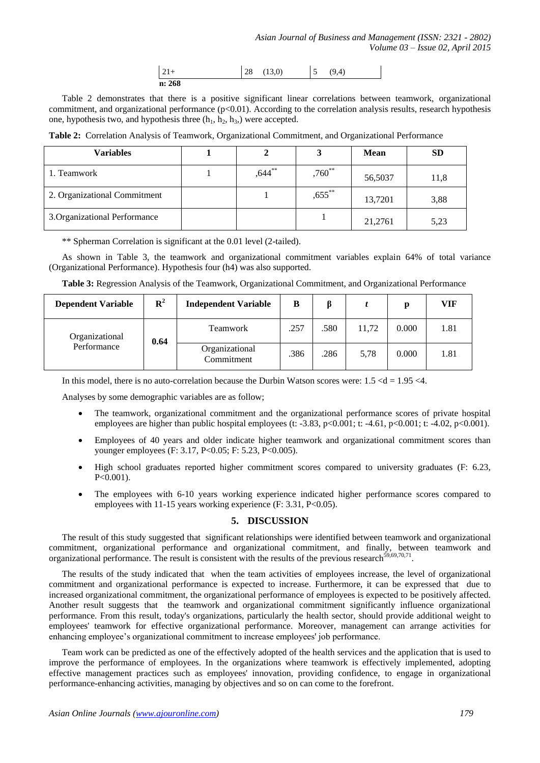| 21+ | 28 | (13,0) | 5 | (9,4) |
|---|---|---|---|---|
| **n: 268** | | | | |

Table 2 demonstrates that there is a positive significant linear correlations between teamwork, organizational commitment, and organizational performance ($p<0.01$). According to the correlation analysis results, research hypothesis one, hypothesis two, and hypothesis three ($h_1$, $h_2$, $h_3$,) were accepted.

**Table 2:** Correlation Analysis of Teamwork, Organizational Commitment, and Organizational Performance

| Variables | 1 | 2 | 3 | Mean | SD |
|---|---|---|---|---|---|
| 1. Teamwork | 1 | ,644** | ,760** | 56,5037 | 11,8 |
| 2. Organizational Commitment | | 1 | ,655** | 13,7201 | 3,88 |
| 3.Organizational Performance | | | 1 | 21,2761 | 5,23 |

** Spherman Correlation is significant at the 0.01 level (2-tailed).

As shown in Table 3, the teamwork and organizational commitment variables explain 64% of total variance (Organizational Performance). Hypothesis four (h4) was also supported.

**Table 3:** Regression Analysis of the Teamwork, Organizational Commitment, and Organizational Performance

| Dependent Variable | $R^2$ | Independent Variable | B | β | *t* | p | VIF |
|---|---|---|---|---|---|---|---|
| Organizational Performance | 0.64 | Teamwork | .257 | .580 | 11,72 | 0.000 | 1.81 |
| | | Organizational Commitment | .386 | .286 | 5,78 | 0.000 | 1.81 |

In this model, there is no auto-correlation because the Durbin Watson scores were: $1.5 < d = 1.95 < 4$.

Analyses by some demographic variables are as follow;

- The teamwork, organizational commitment and the organizational performance scores of private hospital employees are higher than public hospital employees (t: -3.83, p<0.001; t: -4.61, p<0.001; t: -4.02, p<0.001).
- Employees of 40 years and older indicate higher teamwork and organizational commitment scores than younger employees (F: 3.17, P<0.05; F: 5.23, P<0.005).
- High school graduates reported higher commitment scores compared to university graduates (F: 6.23, P<0.001).
- The employees with 6-10 years working experience indicated higher performance scores compared to employees with 11-15 years working experience (F: 3.31, P<0.05).

## 5. DISCUSSION

The result of this study suggested that significant relationships were identified between teamwork and organizational commitment, organizational performance and organizational commitment, and finally, between teamwork and organizational performance. The result is consistent with the results of the previous research[59,69,70,71].

The results of the study indicated that when the team activities of employees increase, the level of organizational commitment and organizational performance is expected to increase. Furthermore, it can be expressed that due to increased organizational commitment, the organizational performance of employees is expected to be positively affected. Another result suggests that the teamwork and organizational commitment significantly influence organizational performance. From this result, today's organizations, particularly the health sector, should provide additional weight to employees' teamwork for effective organizational performance. Moreover, management can arrange activities for enhancing employee's organizational commitment to increase employees' job performance.

Team work can be predicted as one of the effectively adopted of the health services and the application that is used to improve the performance of employees. In the organizations where teamwork is effectively implemented, adopting effective management practices such as employees' innovation, providing confidence, to engage in organizational performance-enhancing activities, managing by objectives and so on can come to the forefront.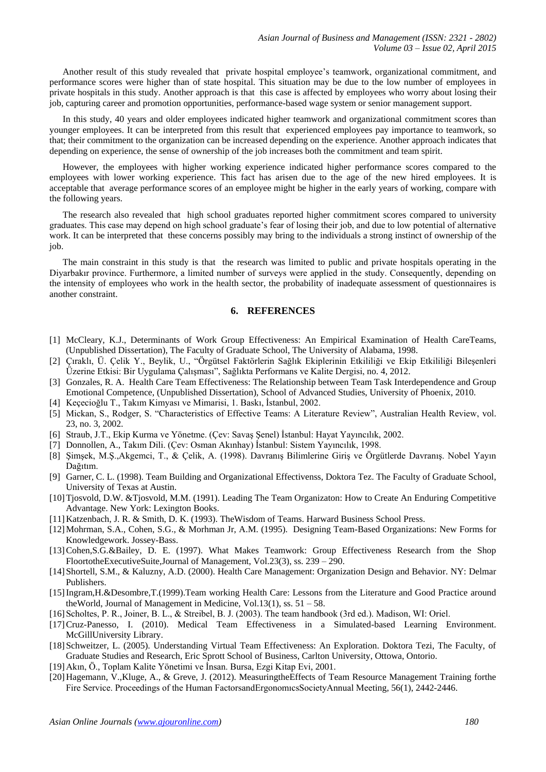Another result of this study revealed that private hospital employee's teamwork, organizational commitment, and performance scores were higher than of state hospital. This situation may be due to the low number of employees in private hospitals in this study. Another approach is that this case is affected by employees who worry about losing their job, capturing career and promotion opportunities, performance-based wage system or senior management support.

In this study, 40 years and older employees indicated higher teamwork and organizational commitment scores than younger employees. It can be interpreted from this result that experienced employees pay importance to teamwork, so that; their commitment to the organization can be increased depending on the experience. Another approach indicates that depending on experience, the sense of ownership of the job increases both the commitment and team spirit.

However, the employees with higher working experience indicated higher performance scores compared to the employees with lower working experience. This fact has arisen due to the age of the new hired employees. It is acceptable that average performance scores of an employee might be higher in the early years of working, compare with the following years.

The research also revealed that high school graduates reported higher commitment scores compared to university graduates. This case may depend on high school graduate's fear of losing their job, and due to low potential of alternative work. It can be interpreted that these concerns possibly may bring to the individuals a strong instinct of ownership of the job.

The main constraint in this study is that the research was limited to public and private hospitals operating in the Diyarbakır province. Furthermore, a limited number of surveys were applied in the study. Consequently, depending on the intensity of employees who work in the health sector, the probability of inadequate assessment of questionnaires is another constraint.

## 6. REFERENCES

[1] McCleary, K.J., Determinants of Work Group Effectiveness: An Empirical Examination of Health CareTeams, (Unpublished Dissertation), The Faculty of Graduate School, The University of Alabama, 1998.

[2] Çıraklı, Ü. Çelik Y., Beylik, U., "Örgütsel Faktörlerin Sağlık Ekiplerinin Etkililiği ve Ekip Etkililiği Bileşenleri Üzerine Etkisi: Bir Uygulama Çalışması", Sağlıkta Performans ve Kalite Dergisi, no. 4, 2012.

[3] Gonzales, R. A. Health Care Team Effectiveness: The Relationship between Team Task Interdependence and Group Emotional Competence, (Unpublished Dissertation), School of Advanced Studies, University of Phoenix, 2010.

[4] Keçecioğlu T., Takım Kimyası ve Mimarisi, 1. Baskı, İstanbul, 2002.

[5] Mickan, S., Rodger, S. "Characteristics of Effective Teams: A Literature Review", Australian Health Review, vol. 23, no. 3, 2002.

[6] Straub, J.T., Ekip Kurma ve Yönetme. (Çev: Savaş Şenel) İstanbul: Hayat Yayıncılık, 2002.

[7] Donnollen, A., Takım Dili. (Çev: Osman Akınhay) İstanbul: Sistem Yayıncılık, 1998.

[8] Şimşek, M.Ş.,Akgemci, T., & Çelik, A. (1998). Davranış Bilimlerine Giriş ve Örgütlerde Davranış. Nobel Yayın Dağıtım.

[9] Garner, C. L. (1998). Team Building and Organizational Effectivenss, Doktora Tez. The Faculty of Graduate School, University of Texas at Austin.

[10] Tjosvold, D.W. &Tjosvold, M.M. (1991). Leading The Team Organizaton: How to Create An Enduring Competitive Advantage. New York: Lexington Books.

[11] Katzenbach, J. R. & Smith, D. K. (1993). TheWisdom of Teams. Harward Business School Press.

[12] Mohrman, S.A., Cohen, S.G., & Morhman Jr, A.M. (1995). Designing Team-Based Organizations: New Forms for Knowledgework. Jossey-Bass.

[13] Cohen,S.G.&Bailey, D. E. (1997). What Makes Teamwork: Group Effectiveness Research from the Shop FloortotheExecutiveSuite,Journal of Management, Vol.23(3), ss. 239 – 290.

[14] Shortell, S.M., & Kaluzny, A.D. (2000). Health Care Management: Organization Design and Behavior. NY: Delmar Publishers.

[15] Ingram,H.&Desombre,T.(1999).Team working Health Care: Lessons from the Literature and Good Practice around theWorld, Journal of Management in Medicine, Vol.13(1), ss. 51 – 58.

[16] Scholtes, P. R., Joiner, B. L., & Streibel, B. J. (2003). The team handbook (3rd ed.). Madison, WI: Oriel.

[17] Cruz-Panesso, I. (2010). Medical Team Effectiveness in a Simulated-based Learning Environment. McGillUniversity Library.

[18] Schweitzer, L. (2005). Understanding Virtual Team Effectiveness: An Exploration. Doktora Tezi, The Faculty, of Graduate Studies and Research, Eric Sprott School of Business, Carlton University, Ottowa, Ontorio.

[19] Akın, Ö., Toplam Kalite Yönetimi ve İnsan. Bursa, Ezgi Kitap Evi, 2001.

[20] Hagemann, V.,Kluge, A., & Greve, J. (2012). MeasuringtheEffects of Team Resource Management Training forthe Fire Service. Proceedings of the Human FactorsandErgonomıcsSocietyAnnual Meeting, 56(1), 2442-2446.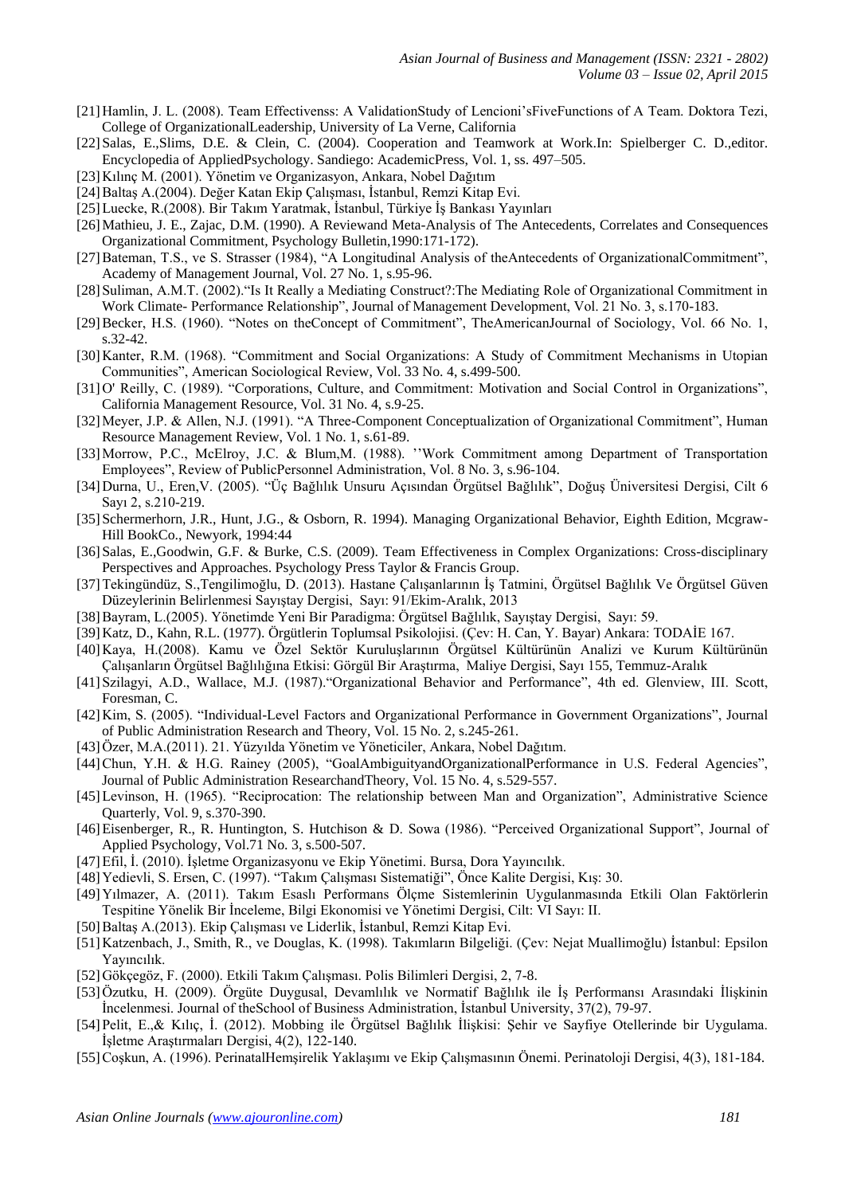[21] Hamlin, J. L. (2008). Team Effectivenss: A ValidationStudy of Lencioni'sFiveFunctions of A Team. Doktora Tezi, College of OrganizationalLeadership, University of La Verne, California

[22] Salas, E.,Slims, D.E. & Clein, C. (2004). Cooperation and Teamwork at Work.In: Spielberger C. D.,editor. Encyclopedia of AppliedPsychology. Sandiego: AcademicPress, Vol. 1, ss. 497–505.

[23] Kılınç M. (2001). Yönetim ve Organizasyon, Ankara, Nobel Dağıtım

[24] Baltaş A.(2004). Değer Katan Ekip Çalışması, İstanbul, Remzi Kitap Evi.

[25] Luecke, R.(2008). Bir Takım Yaratmak, İstanbul, Türkiye İş Bankası Yayınları

[26] Mathieu, J. E., Zajac, D.M. (1990). A Reviewand Meta-Analysis of The Antecedents, Correlates and Consequences Organizational Commitment, Psychology Bulletin,1990:171-172).

[27] Bateman, T.S., ve S. Strasser (1984), "A Longitudinal Analysis of theAntecedents of OrganizationalCommitment", Academy of Management Journal, Vol. 27 No. 1, s.95-96.

[28] Suliman, A.M.T. (2002)."Is It Really a Mediating Construct?:The Mediating Role of Organizational Commitment in Work Climate- Performance Relationship", Journal of Management Development, Vol. 21 No. 3, s.170-183.

[29] Becker, H.S. (1960). "Notes on theConcept of Commitment", TheAmericanJournal of Sociology, Vol. 66 No. 1, s.32-42.

[30] Kanter, R.M. (1968). "Commitment and Social Organizations: A Study of Commitment Mechanisms in Utopian Communities", American Sociological Review, Vol. 33 No. 4, s.499-500.

[31] O' Reilly, C. (1989). "Corporations, Culture, and Commitment: Motivation and Social Control in Organizations", California Management Resource, Vol. 31 No. 4, s.9-25.

[32] Meyer, J.P. & Allen, N.J. (1991). "A Three-Component Conceptualization of Organizational Commitment", Human Resource Management Review, Vol. 1 No. 1, s.61-89.

[33] Morrow, P.C., McElroy, J.C. & Blum,M. (1988). ''Work Commitment among Department of Transportation Employees", Review of PublicPersonnel Administration, Vol. 8 No. 3, s.96-104.

[34] Durna, U., Eren,V. (2005). "Üç Bağlılık Unsuru Açısından Örgütsel Bağlılık", Doğuş Üniversitesi Dergisi, Cilt 6 Sayı 2, s.210-219.

[35] Schermerhorn, J.R., Hunt, J.G., & Osborn, R. 1994). Managing Organizational Behavior, Eighth Edition, Mcgraw-Hill BookCo., Newyork, 1994:44

[36] Salas, E.,Goodwin, G.F. & Burke, C.S. (2009). Team Effectiveness in Complex Organizations: Cross-disciplinary Perspectives and Approaches. Psychology Press Taylor & Francis Group.

[37] Tekingündüz, S.,Tengilimoğlu, D. (2013). Hastane Çalışanlarının İş Tatmini, Örgütsel Bağlılık Ve Örgütsel Güven Düzeylerinin Belirlenmesi Sayıştay Dergisi, Sayı: 91/Ekim-Aralık, 2013

[38] Bayram, L.(2005). Yönetimde Yeni Bir Paradigma: Örgütsel Bağlılık, Sayıştay Dergisi, Sayı: 59.

[39] Katz, D., Kahn, R.L. (1977). Örgütlerin Toplumsal Psikolojisi. (Çev: H. Can, Y. Bayar) Ankara: TODAİE 167.

[40] Kaya, H.(2008). Kamu ve Özel Sektör Kuruluşlarının Örgütsel Kültürünün Analizi ve Kurum Kültürünün Çalışanların Örgütsel Bağlılığına Etkisi: Görgül Bir Araştırma, Maliye Dergisi, Sayı 155, Temmuz-Aralık

[41] Szilagyi, A.D., Wallace, M.J. (1987)."Organizational Behavior and Performance", 4th ed. Glenview, III. Scott, Foresman, C.

[42] Kim, S. (2005). "Individual-Level Factors and Organizational Performance in Government Organizations", Journal of Public Administration Research and Theory, Vol. 15 No. 2, s.245-261.

[43] Özer, M.A.(2011). 21. Yüzyılda Yönetim ve Yöneticiler, Ankara, Nobel Dağıtım.

[44] Chun, Y.H. & H.G. Rainey (2005), "GoalAmbiguityandOrganizationalPerformance in U.S. Federal Agencies", Journal of Public Administration ResearchandTheory, Vol. 15 No. 4, s.529-557.

[45] Levinson, H. (1965). "Reciprocation: The relationship between Man and Organization", Administrative Science Quarterly, Vol. 9, s.370-390.

[46] Eisenberger, R., R. Huntington, S. Hutchison & D. Sowa (1986). "Perceived Organizational Support", Journal of Applied Psychology, Vol.71 No. 3, s.500-507.

[47] Efil, İ. (2010). İşletme Organizasyonu ve Ekip Yönetimi. Bursa, Dora Yayıncılık.

[48] Yedievli, S. Ersen, C. (1997). "Takım Çalışması Sistematiği", Önce Kalite Dergisi, Kış: 30.

[49] Yılmazer, A. (2011). Takım Esaslı Performans Ölçme Sistemlerinin Uygulanmasında Etkili Olan Faktörlerin Tespitine Yönelik Bir İnceleme, Bilgi Ekonomisi ve Yönetimi Dergisi, Cilt: VI Sayı: II.

[50] Baltaş A.(2013). Ekip Çalışması ve Liderlik, İstanbul, Remzi Kitap Evi.

[51] Katzenbach, J., Smith, R., ve Douglas, K. (1998). Takımların Bilgeliği. (Çev: Nejat Muallimoğlu) İstanbul: Epsilon Yayıncılık.

[52] Gökçegöz, F. (2000). Etkili Takım Çalışması. Polis Bilimleri Dergisi, 2, 7-8.

[53] Özutku, H. (2009). Örgüte Duygusal, Devamlılık ve Normatif Bağlılık ile İş Performansı Arasındaki İlişkinin İncelenmesi. Journal of theSchool of Business Administration, İstanbul University, 37(2), 79-97.

[54] Pelit, E.,& Kılıç, İ. (2012). Mobbing ile Örgütsel Bağlılık İlişkisi: Şehir ve Sayfiye Otellerinde bir Uygulama. İşletme Araştırmaları Dergisi, 4(2), 122-140.

[55] Coşkun, A. (1996). PerinatalHemşirelik Yaklaşımı ve Ekip Çalışmasının Önemi. Perinatoloji Dergisi, 4(3), 181-184.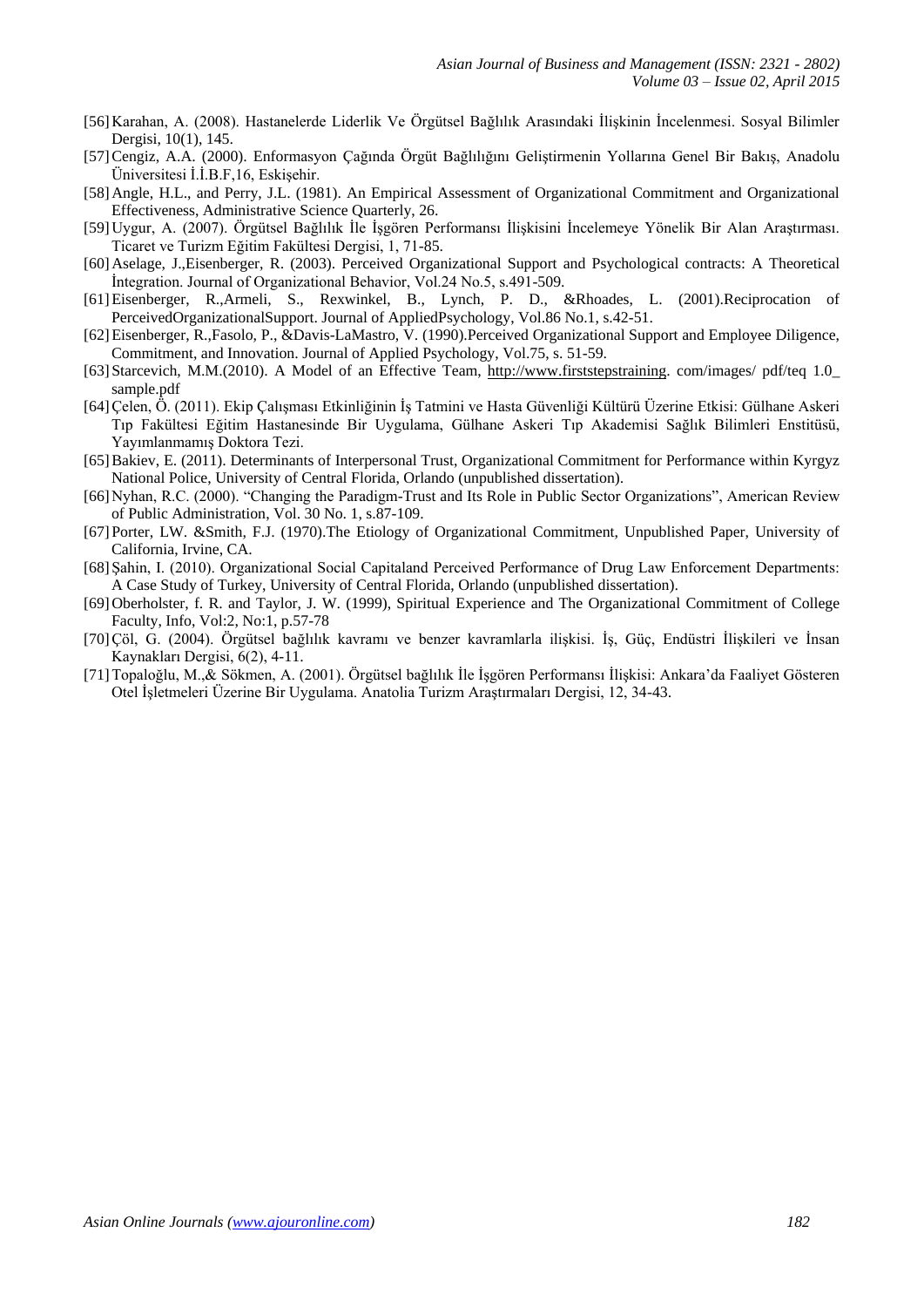[56] Karahan, A. (2008). Hastanelerde Liderlik Ve Örgütsel Bağlılık Arasındaki İlişkinin İncelenmesi. Sosyal Bilimler Dergisi, 10(1), 145.

[57] Cengiz, A.A. (2000). Enformasyon Çağında Örgüt Bağlılığını Geliştirmenin Yollarına Genel Bir Bakış, Anadolu Üniversitesi İ.İ.B.F,16, Eskişehir.

[58] Angle, H.L., and Perry, J.L. (1981). An Empirical Assessment of Organizational Commitment and Organizational Effectiveness, Administrative Science Quarterly, 26.

[59] Uygur, A. (2007). Örgütsel Bağlılık İle İşgören Performansı İlişkisini İncelemeye Yönelik Bir Alan Araştırması. Ticaret ve Turizm Eğitim Fakültesi Dergisi, 1, 71-85.

[60] Aselage, J.,Eisenberger, R. (2003). Perceived Organizational Support and Psychological contracts: A Theoretical İntegration. Journal of Organizational Behavior, Vol.24 No.5, s.491-509.

[61] Eisenberger, R.,Armeli, S., Rexwinkel, B., Lynch, P. D., &Rhoades, L. (2001).Reciprocation of PerceivedOrganizationalSupport. Journal of AppliedPsychology, Vol.86 No.1, s.42-51.

[62] Eisenberger, R.,Fasolo, P., &Davis-LaMastro, V. (1990).Perceived Organizational Support and Employee Diligence, Commitment, and Innovation. Journal of Applied Psychology, Vol.75, s. 51-59.

[63] Starcevich, M.M.(2010). A Model of an Effective Team, http://www.firststepstraining. com/images/ pdf/teq 1.0_ sample.pdf

[64] Çelen, Ö. (2011). Ekip Çalışması Etkinliğinin İş Tatmini ve Hasta Güvenliği Kültürü Üzerine Etkisi: Gülhane Askeri Tıp Fakültesi Eğitim Hastanesinde Bir Uygulama, Gülhane Askeri Tıp Akademisi Sağlık Bilimleri Enstitüsü, Yayımlanmamış Doktora Tezi.

[65] Bakiev, E. (2011). Determinants of Interpersonal Trust, Organizational Commitment for Performance within Kyrgyz National Police, University of Central Florida, Orlando (unpublished dissertation).

[66] Nyhan, R.C. (2000). "Changing the Paradigm-Trust and Its Role in Public Sector Organizations", American Review of Public Administration, Vol. 30 No. 1, s.87-109.

[67] Porter, LW. &Smith, F.J. (1970).The Etiology of Organizational Commitment, Unpublished Paper, University of California, Irvine, CA.

[68] Şahin, I. (2010). Organizational Social Capitaland Perceived Performance of Drug Law Enforcement Departments: A Case Study of Turkey, University of Central Florida, Orlando (unpublished dissertation).

[69] Oberholster, f. R. and Taylor, J. W. (1999), Spiritual Experience and The Organizational Commitment of College Faculty, Info, Vol:2, No:1, p.57-78

[70] Çöl, G. (2004). Örgütsel bağlılık kavramı ve benzer kavramlarla ilişkisi. İş, Güç, Endüstri İlişkileri ve İnsan Kaynakları Dergisi, 6(2), 4-11.

[71] Topaloğlu, M.,& Sökmen, A. (2001). Örgütsel bağlılık İle İşgören Performansı İlişkisi: Ankara'da Faaliyet Gösteren Otel İşletmeleri Üzerine Bir Uygulama. Anatolia Turizm Araştırmaları Dergisi, 12, 34-43.